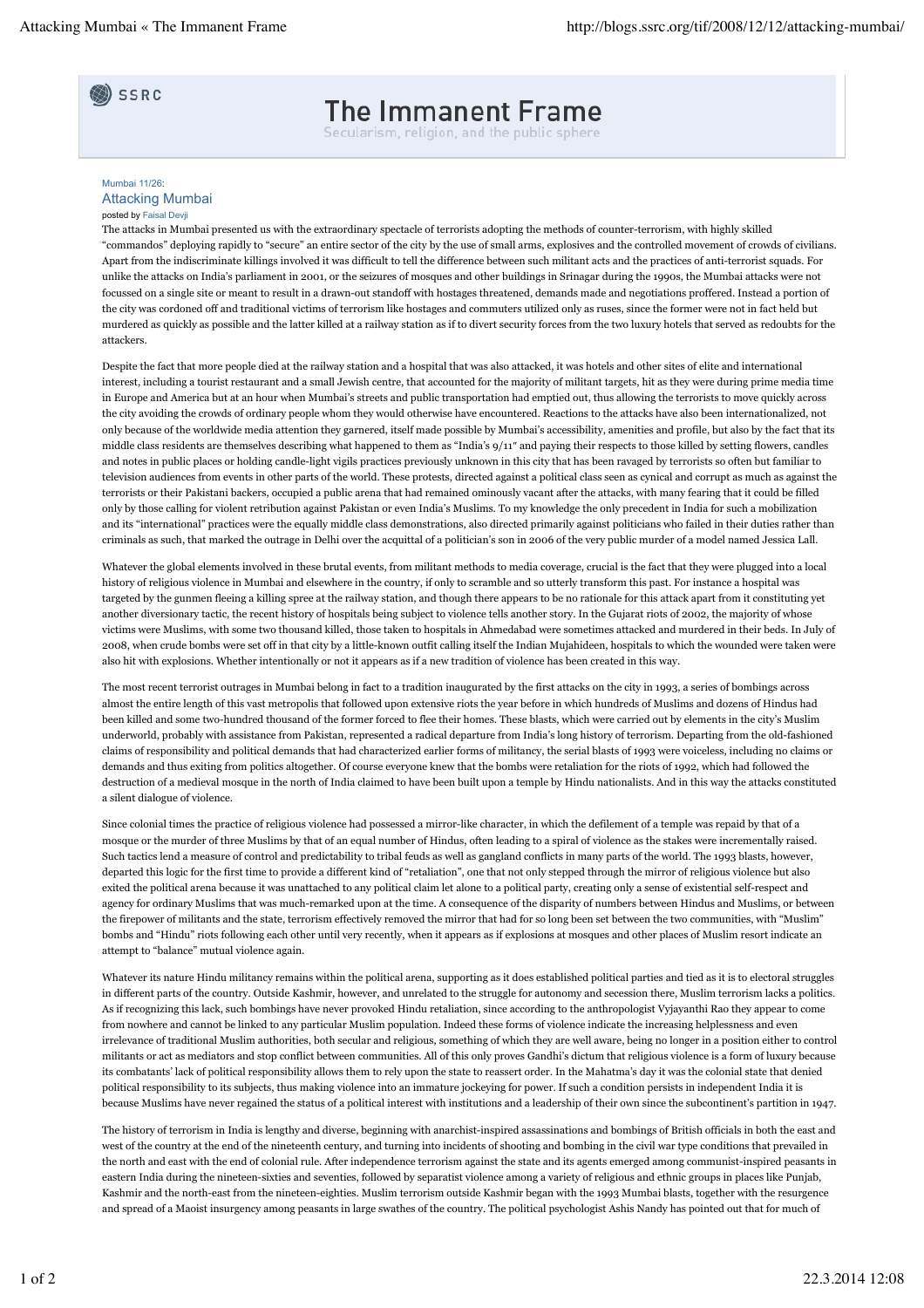# The Immanent Frame

Secularism, religion, and the public sphere

Mumbai 11/26:

## Attacking Mumbai

posted by Faisal Devji

The attacks in Mumbai presented us with the extraordinary spectacle of terrorists adopting the methods of counter-terrorism, with highly skilled "commandos" deploying rapidly to "secure" an entire sector of the city by the use of small arms, explosives and the controlled movement of crowds of civilians. Apart from the indiscriminate killings involved it was difficult to tell the difference between such militant acts and the practices of anti-terrorist squads. For unlike the attacks on India's parliament in 2001, or the seizures of mosques and other buildings in Srinagar during the 1990s, the Mumbai attacks were not focussed on a single site or meant to result in a drawn-out standoff with hostages threatened, demands made and negotiations proffered. Instead a portion of the city was cordoned off and traditional victims of terrorism like hostages and commuters utilized only as ruses, since the former were not in fact held but murdered as quickly as possible and the latter killed at a railway station as if to divert security forces from the two luxury hotels that served as redoubts for the attackers.

Despite the fact that more people died at the railway station and a hospital that was also attacked, it was hotels and other sites of elite and international interest, including a tourist restaurant and a small Jewish centre, that accounted for the majority of militant targets, hit as they were during prime media time in Europe and America but at an hour when Mumbai's streets and public transportation had emptied out, thus allowing the terrorists to move quickly across the city avoiding the crowds of ordinary people whom they would otherwise have encountered. Reactions to the attacks have also been internationalized, not only because of the worldwide media attention they garnered, itself made possible by Mumbai's accessibility, amenities and profile, but also by the fact that its middle class residents are themselves describing what happened to them as "India's 9/11" and paying their respects to those killed by setting flowers, candles and notes in public places or holding candle-light vigils practices previously unknown in this city that has been ravaged by terrorists so often but familiar to television audiences from events in other parts of the world. These protests, directed against a political class seen as cynical and corrupt as much as against the terrorists or their Pakistani backers, occupied a public arena that had remained ominously vacant after the attacks, with many fearing that it could be filled only by those calling for violent retribution against Pakistan or even India's Muslims. To my knowledge the only precedent in India for such a mobilization and its "international" practices were the equally middle class demonstrations, also directed primarily against politicians who failed in their duties rather than criminals as such, that marked the outrage in Delhi over the acquittal of a politician's son in 2006 of the very public murder of a model named Jessica Lall.

Whatever the global elements involved in these brutal events, from militant methods to media coverage, crucial is the fact that they were plugged into a local history of religious violence in Mumbai and elsewhere in the country, if only to scramble and so utterly transform this past. For instance a hospital was targeted by the gunmen fleeing a killing spree at the railway station, and though there appears to be no rationale for this attack apart from it constituting yet another diversionary tactic, the recent history of hospitals being subject to violence tells another story. In the Gujarat riots of 2002, the majority of whose victims were Muslims, with some two thousand killed, those taken to hospitals in Ahmedabad were sometimes attacked and murdered in their beds. In July of 2008, when crude bombs were set off in that city by a little-known outfit calling itself the Indian Mujahideen, hospitals to which the wounded were taken were also hit with explosions. Whether intentionally or not it appears as if a new tradition of violence has been created in this way.

The most recent terrorist outrages in Mumbai belong in fact to a tradition inaugurated by the first attacks on the city in 1993, a series of bombings across almost the entire length of this vast metropolis that followed upon extensive riots the year before in which hundreds of Muslims and dozens of Hindus had been killed and some two-hundred thousand of the former forced to flee their homes. These blasts, which were carried out by elements in the city's Muslim underworld, probably with assistance from Pakistan, represented a radical departure from India's long history of terrorism. Departing from the old-fashioned claims of responsibility and political demands that had characterized earlier forms of militancy, the serial blasts of 1993 were voiceless, including no claims or demands and thus exiting from politics altogether. Of course everyone knew that the bombs were retaliation for the riots of 1992, which had followed the destruction of a medieval mosque in the north of India claimed to have been built upon a temple by Hindu nationalists. And in this way the attacks constituted a silent dialogue of violence.

Since colonial times the practice of religious violence had possessed a mirror-like character, in which the defilement of a temple was repaid by that of a mosque or the murder of three Muslims by that of an equal number of Hindus, often leading to a spiral of violence as the stakes were incrementally raised. Such tactics lend a measure of control and predictability to tribal feuds as well as gangland conflicts in many parts of the world. The 1993 blasts, however, departed this logic for the first time to provide a different kind of "retaliation", one that not only stepped through the mirror of religious violence but also exited the political arena because it was unattached to any political claim let alone to a political party, creating only a sense of existential self-respect and agency for ordinary Muslims that was much-remarked upon at the time. A consequence of the disparity of numbers between Hindus and Muslims, or between the firepower of militants and the state, terrorism effectively removed the mirror that had for so long been set between the two communities, with "Muslim" bombs and "Hindu" riots following each other until very recently, when it appears as if explosions at mosques and other places of Muslim resort indicate an attempt to "balance" mutual violence again.

Whatever its nature Hindu militancy remains within the political arena, supporting as it does established political parties and tied as it is to electoral struggles in different parts of the country. Outside Kashmir, however, and unrelated to the struggle for autonomy and secession there, Muslim terrorism lacks a politics. As if recognizing this lack, such bombings have never provoked Hindu retaliation, since according to the anthropologist Vyjayanthi Rao they appear to come from nowhere and cannot be linked to any particular Muslim population. Indeed these forms of violence indicate the increasing helplessness and even irrelevance of traditional Muslim authorities, both secular and religious, something of which they are well aware, being no longer in a position either to control militants or act as mediators and stop conflict between communities. All of this only proves Gandhi's dictum that religious violence is a form of luxury because its combatants' lack of political responsibility allows them to rely upon the state to reassert order. In the Mahatma's day it was the colonial state that denied political responsibility to its subjects, thus making violence into an immature jockeying for power. If such a condition persists in independent India it is because Muslims have never regained the status of a political interest with institutions and a leadership of their own since the subcontinent's partition in 1947.

The history of terrorism in India is lengthy and diverse, beginning with anarchist-inspired assassinations and bombings of British officials in both the east and west of the country at the end of the nineteenth century, and turning into incidents of shooting and bombing in the civil war type conditions that prevailed in the north and east with the end of colonial rule. After independence terrorism against the state and its agents emerged among communist-inspired peasants in eastern India during the nineteen-sixties and seventies, followed by separatist violence among a variety of religious and ethnic groups in places like Punjab, Kashmir and the north-east from the nineteen-eighties. Muslim terrorism outside Kashmir began with the 1993 Mumbai blasts, together with the resurgence and spread of a Maoist insurgency among peasants in large swathes of the country. The political psychologist Ashis Nandy has pointed out that for much of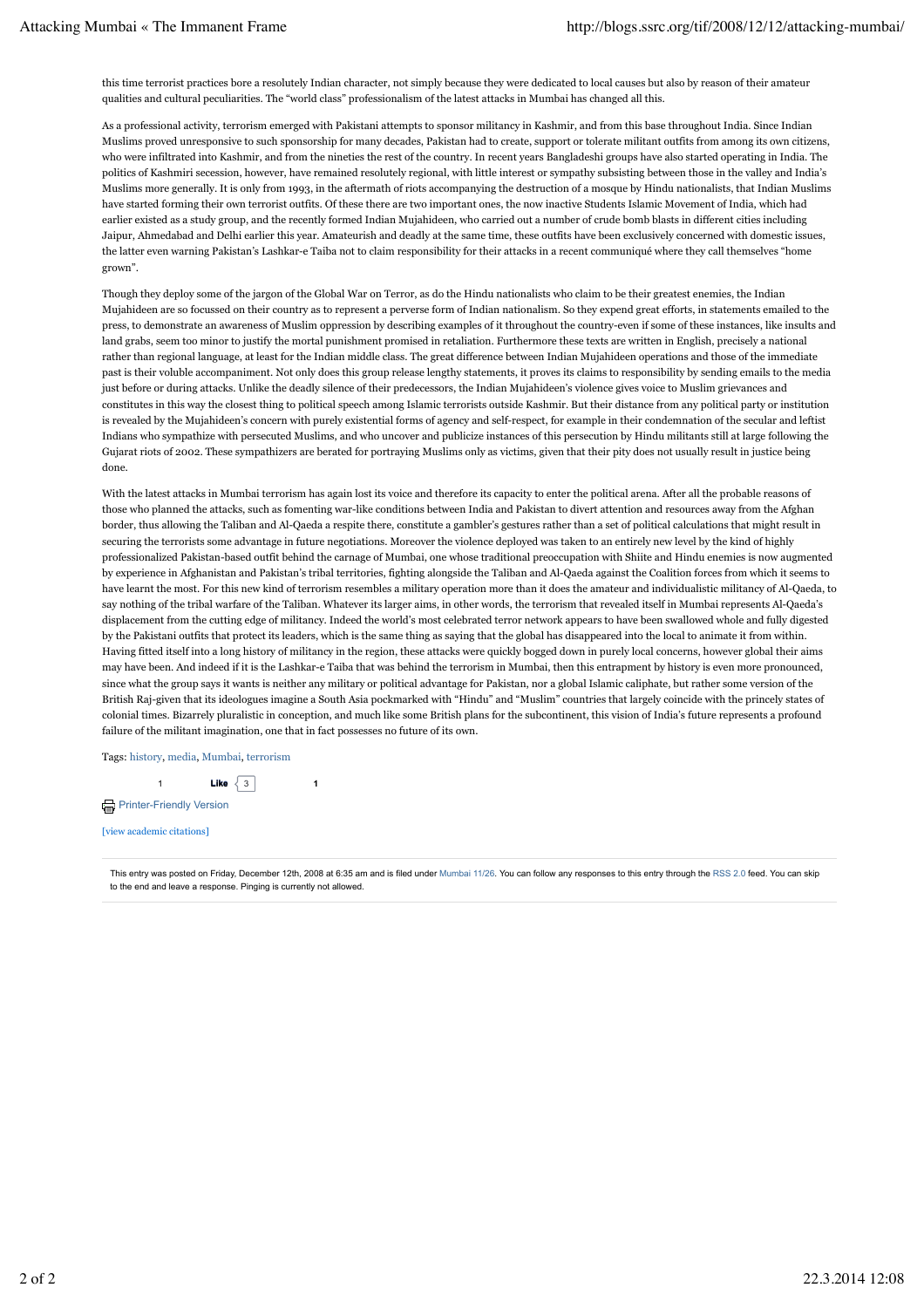this time terrorist practices bore a resolutely Indian character, not simply because they were dedicated to local causes but also by reason of their amateur qualities and cultural peculiarities. The "world class" professionalism of the latest attacks in Mumbai has changed all this.

As a professional activity, terrorism emerged with Pakistani attempts to sponsor militancy in Kashmir, and from this base throughout India. Since Indian Muslims proved unresponsive to such sponsorship for many decades, Pakistan had to create, support or tolerate militant outfits from among its own citizens, who were infiltrated into Kashmir, and from the nineties the rest of the country. In recent years Bangladeshi groups have also started operating in India. The politics of Kashmiri secession, however, have remained resolutely regional, with little interest or sympathy subsisting between those in the valley and India's Muslims more generally. It is only from 1993, in the aftermath of riots accompanying the destruction of a mosque by Hindu nationalists, that Indian Muslims have started forming their own terrorist outfits. Of these there are two important ones, the now inactive Students Islamic Movement of India, which had earlier existed as a study group, and the recently formed Indian Mujahideen, who carried out a number of crude bomb blasts in different cities including Jaipur, Ahmedabad and Delhi earlier this year. Amateurish and deadly at the same time, these outfits have been exclusively concerned with domestic issues, the latter even warning Pakistan's Lashkar-e Taiba not to claim responsibility for their attacks in a recent communiqué where they call themselves "home grown".

Though they deploy some of the jargon of the Global War on Terror, as do the Hindu nationalists who claim to be their greatest enemies, the Indian Mujahideen are so focussed on their country as to represent a perverse form of Indian nationalism. So they expend great efforts, in statements emailed to the press, to demonstrate an awareness of Muslim oppression by describing examples of it throughout the country-even if some of these instances, like insults and land grabs, seem too minor to justify the mortal punishment promised in retaliation. Furthermore these texts are written in English, precisely a national rather than regional language, at least for the Indian middle class. The great difference between Indian Mujahideen operations and those of the immediate past is their voluble accompaniment. Not only does this group release lengthy statements, it proves its claims to responsibility by sending emails to the media just before or during attacks. Unlike the deadly silence of their predecessors, the Indian Mujahideen's violence gives voice to Muslim grievances and constitutes in this way the closest thing to political speech among Islamic terrorists outside Kashmir. But their distance from any political party or institution is revealed by the Mujahideen's concern with purely existential forms of agency and self-respect, for example in their condemnation of the secular and leftist Indians who sympathize with persecuted Muslims, and who uncover and publicize instances of this persecution by Hindu militants still at large following the Gujarat riots of 2002. These sympathizers are berated for portraying Muslims only as victims, given that their pity does not usually result in justice being done.

With the latest attacks in Mumbai terrorism has again lost its voice and therefore its capacity to enter the political arena. After all the probable reasons of those who planned the attacks, such as fomenting war-like conditions between India and Pakistan to divert attention and resources away from the Afghan border, thus allowing the Taliban and Al-Qaeda a respite there, constitute a gambler's gestures rather than a set of political calculations that might result in securing the terrorists some advantage in future negotiations. Moreover the violence deployed was taken to an entirely new level by the kind of highly professionalized Pakistan-based outfit behind the carnage of Mumbai, one whose traditional preoccupation with Shiite and Hindu enemies is now augmented by experience in Afghanistan and Pakistan's tribal territories, fighting alongside the Taliban and Al-Qaeda against the Coalition forces from which it seems to have learnt the most. For this new kind of terrorism resembles a military operation more than it does the amateur and individualistic militancy of Al-Qaeda, to say nothing of the tribal warfare of the Taliban. Whatever its larger aims, in other words, the terrorism that revealed itself in Mumbai represents Al-Qaeda's displacement from the cutting edge of militancy. Indeed the world's most celebrated terror network appears to have been swallowed whole and fully digested by the Pakistani outfits that protect its leaders, which is the same thing as saying that the global has disappeared into the local to animate it from within. Having fitted itself into a long history of militancy in the region, these attacks were quickly bogged down in purely local concerns, however global their aims may have been. And indeed if it is the Lashkar-e Taiba that was behind the terrorism in Mumbai, then this entrapment by history is even more pronounced, since what the group says it wants is neither any military or political advantage for Pakistan, nor a global Islamic caliphate, but rather some version of the British Raj-given that its ideologues imagine a South Asia pockmarked with "Hindu" and "Muslim" countries that largely coincide with the princely states of colonial times. Bizarrely pluralistic in conception, and much like some British plans for the subcontinent, this vision of India's future represents a profound failure of the militant imagination, one that in fact possesses no future of its own.

Tags: history, media, Mumbai, terrorism

1 Like 3 1

Printer-Friendly Version

[view academic citations]

This entry was posted on Friday, December 12th, 2008 at 6:35 am and is filed under Mumbai 11/26. You can follow any responses to this entry through the RSS 2.0 feed. You can skip to the end and leave a response. Pinging is currently not allowed.